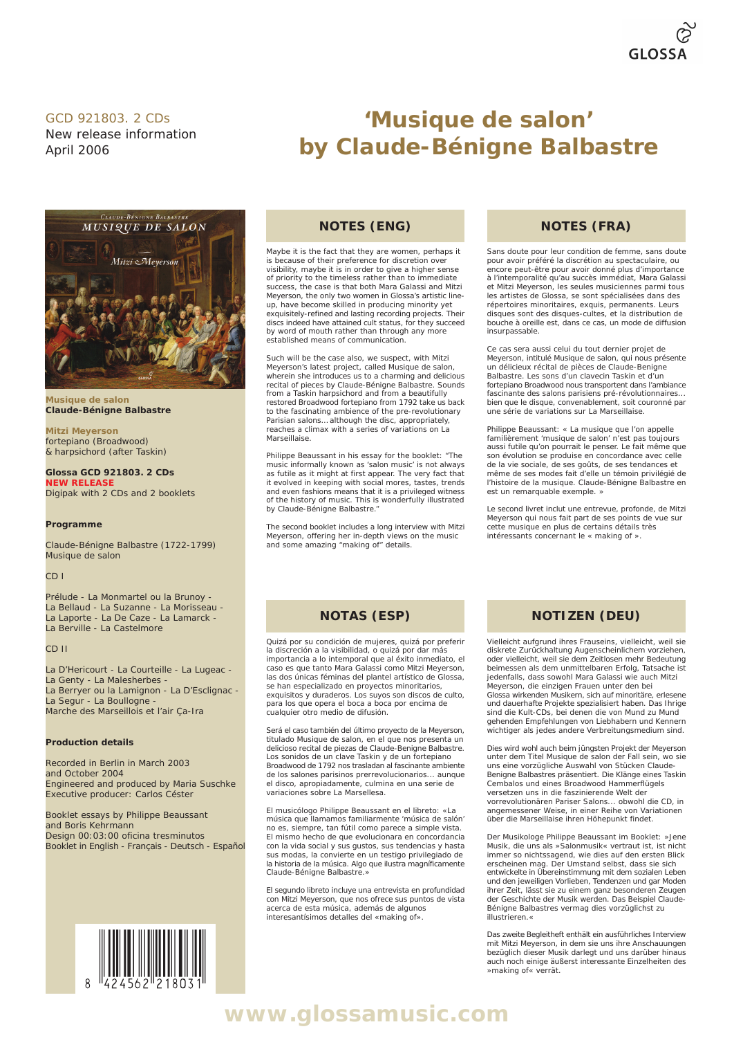GLOSSA

GCD 921803. 2 CDs
New release information
April 2006

# ‘Musique de salon’ by Claude-Bénigne Balbastre

**Musique de salon**
**Claude-Bénigne Balbastre**

**Mitzi Meyerson**
fortepiano (Broadwood)
& harpsichord (after Taskin)

**Glossa GCD 921803. 2 CDs**
**NEW RELEASE**
Digipak with 2 CDs and 2 booklets

**Programme**

Claude-Bénigne Balbastre (1722-1799)
Musique de salon

CD I

Prélude - La Monmartel ou la Brunoy - La Bellaud - La Suzanne - La Morisseau - La Laporte - La De Caze - La Lamarck - La Berville - La Castelmore

CD II

La D’Hericourt - La Courteille - La Lugeac - La Genty - La Malesherbes - La Berryer ou la Lamignon - La D’Esclignac - La Segur - La Boullogne - Marche des Marseillois et l’air Ça-Ira

**Production details**

Recorded in Berlin in March 2003 and October 2004
Engineered and produced by Maria Suschke
Executive producer: Carlos Céster

Booklet essays by Philippe Beaussant and Boris Kehrmann
Design 00:03:00 oficina tresminutos
Booklet in English - Français - Deutsch - Español

8 424562 218031

## NOTES (ENG)

Maybe it is the fact that they are women, perhaps it is because of their preference for discretion over visibility, maybe it is in order to give a higher sense of priority to the timeless rather than to immediate success, the case is that both Mara Galassi and Mitzi Meyerson, the only two women in Glossa’s artistic line-up, have become skilled in producing minority yet exquisitely-refined and lasting recording projects. Their discs indeed have attained cult status, for they succeed by word of mouth rather than through any more established means of communication.

Such will be the case also, we suspect, with Mitzi Meyerson’s latest project, called Musique de salon, wherein she introduces us to a charming and delicious recital of pieces by Claude-Bénigne Balbastre. Sounds from a Taskin harpsichord and from a beautifully restored Broadwood fortepiano from 1792 take us back to the fascinating ambience of the pre-revolutionary Parisian salons... although the disc, appropriately, reaches a climax with a series of variations on La Marseillaise.

Philippe Beaussant in his essay for the booklet: “The music informally known as ‘salon music’ is not always as futile as it might at first appear. The very fact that it evolved in keeping with social mores, tastes, trends and even fashions means that it is a privileged witness of the history of music. This is wonderfully illustrated by Claude-Bénigne Balbastre.”

The second booklet includes a long interview with Mitzi Meyerson, offering her in-depth views on the music and some amazing “making of” details.

## NOTES (FRA)

Sans doute pour leur condition de femme, sans doute pour avoir préféré la discrétion au spectaculaire, ou encore peut-être pour avoir donné plus d’importance à l’intemporalité qu’au succès immédiat, Mara Galassi et Mitzi Meyerson, les seules musiciennes parmi tous les artistes de Glossa, se sont spécialisées dans des répertoires minoritaires, exquis, permanents. Leurs disques sont des disques-cultes, et la distribution de bouche à oreille est, dans ce cas, un mode de diffusion insurpassable.

Ce cas sera aussi celui du tout dernier projet de Meyerson, intitulé Musique de salon, qui nous présente un délicieux récital de pièces de Claude-Benigne Balbastre. Les sons d’un clavecin Taskin et d’un fortepiano Broadwood nous transportent dans l’ambiance fascinante des salons parisiens pré-révolutionnaires... bien que le disque, convenablement, soit couronné par une série de variations sur La Marseillaise.

Philippe Beaussant: « La musique que l’on appelle familièrement ‘musique de salon’ n’est pas toujours aussi futile qu’on pourrait le penser. Le fait même que son évolution se produise en concordance avec celle de la vie sociale, de ses goûts, de ses tendances et même de ses modes fait d’elle un témoin privilégié de l’histoire de la musique. Claude-Bénigne Balbastre en est un remarquable exemple. »

Le second livret inclut une entrevue, profonde, de Mitzi Meyerson qui nous fait part de ses points de vue sur cette musique en plus de certains détails très intéressants concernant le « making of ».

## NOTAS (ESP)

Quizá por su condición de mujeres, quizá por preferir la discreción a la visibilidad, o quizá por dar más importancia a lo intemporal que al éxito inmediato, el caso es que tanto Mara Galassi como Mitzi Meyerson, las dos únicas féminas del plantel artístico de Glossa, se han especializado en proyectos minoritarios, exquisitos y duraderos. Los suyos son discos de culto, para los que opera el boca a boca por encima de cualquier otro medio de difusión.

Será el caso también del último proyecto de la Meyerson, titulado Musique de salon, en el que nos presenta un delicioso recital de piezas de Claude-Benigne Balbastre. Los sonidos de un clave Taskin y de un fortepiano Broadwood de 1792 nos trasladan al fascinante ambiente de los salones parisinos prerrevolucionarios... aunque el disco, apropiadamente, culmina en una serie de variaciones sobre La Marsellesa.

El musicólogo Philippe Beaussant en el libreto: «La música que llamamos familiarmente ‘música de salón’ no es, siempre, tan fútil como parece a simple vista. El mismo hecho de que evolucionara en concordancia con la vida social y sus gustos, sus tendencias y hasta sus modas, la convierte en un testigo privilegiado de la historia de la música. Algo que ilustra magníficamente Claude-Bénigne Balbastre.»

El segundo libreto incluye una entrevista en profundidad con Mitzi Meyerson, que nos ofrece sus puntos de vista acerca de esta música, además de algunos interesantísimos detalles del «making of».

## NOTIZEN (DEU)

Vielleicht aufgrund ihres Frauseins, vielleicht, weil sie diskrete Zurückhaltung Augenscheinlichem vorziehen, oder vielleicht, weil sie dem Zeitlosen mehr Bedeutung beimessen als dem unmittelbaren Erfolg, Tatsache ist jedenfalls, dass sowohl Mara Galassi wie auch Mitzi Meyerson, die einzigen Frauen unter den bei Glossa wirkenden Musikern, sich auf minoritäre, erlesene und dauerhafte Projekte spezialisiert haben. Das Ihrige sind die Kult-CDs, bei denen die von Mund zu Mund gehenden Empfehlungen von Liebhabern und Kennern wichtiger als jedes andere Verbreitungsmedium sind.

Dies wird wohl auch beim jüngsten Projekt der Meyerson unter dem Titel Musique de salon der Fall sein, wo sie uns eine vorzügliche Auswahl von Stücken Claude-Benigne Balbastres präsentiert. Die Klänge eines Taskin Cembalos und eines Broadwood Hammerflügels versetzen uns in die faszinierende Welt der vorrevolutionären Pariser Salons... obwohl die CD, in angemessener Weise, in einer Reihe von Variationen über die Marseillaise ihren Höhepunkt findet.

Der Musikologe Philippe Beaussant im Booklet: »Jene Musik, die uns als »Salonmusik« vertraut ist, ist nicht immer so nichtssagend, wie dies auf den ersten Blick erscheinen mag. Der Umstand selbst, dass sie sich entwickelte in Übereinstimmung mit dem sozialen Leben und den jeweiligen Vorlieben, Tendenzen und gar Moden ihrer Zeit, lässt sie zu einem ganz besonderen Zeugen der Geschichte der Musik werden. Das Beispiel Claude-Bénigne Balbastres vermag dies vorzüglichst zu illustrieren.«

Das zweite Begleitheft enthält ein ausführliches Interview mit Mitzi Meyerson, in dem sie uns ihre Anschauungen bezüglich dieser Musik darlegt und uns darüber hinaus auch noch einige äußerst interessante Einzelheiten des »making of« verrät.

www.glossamusic.com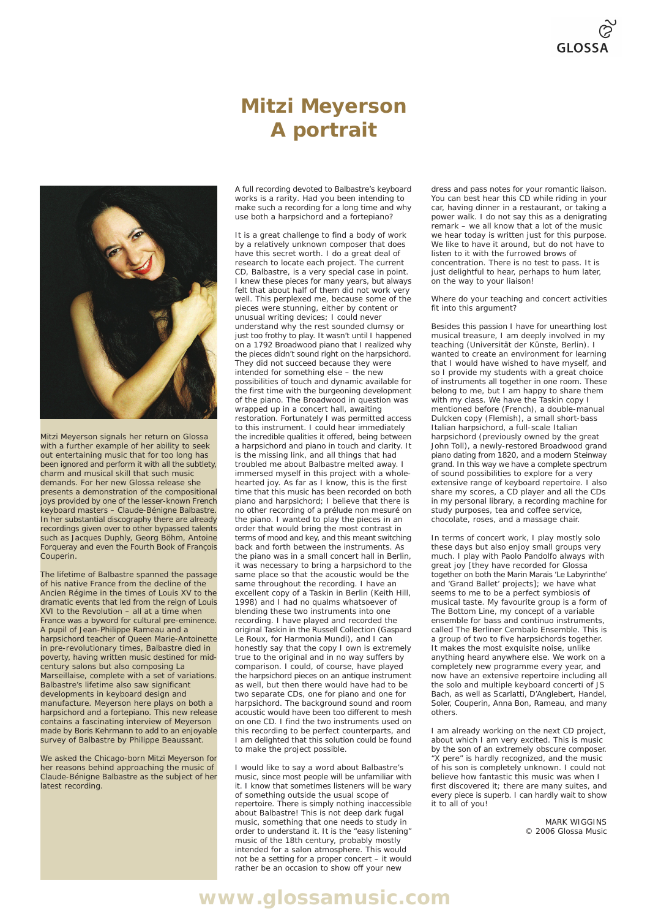# Mitzi Meyerson
# A portrait

Mitzi Meyerson signals her return on Glossa with a further example of her ability to seek out entertaining music that for too long has been ignored and perform it with all the subtlety, charm and musical skill that such music demands. For her new Glossa release she presents a demonstration of the compositional joys provided by one of the lesser-known French keyboard masters – Claude-Bénigne Balbastre. In her substantial discography there are already recordings given over to other bypassed talents such as Jacques Duphly, Georg Böhm, Antoine Forqueray and even the Fourth Book of François Couperin.

The lifetime of Balbastre spanned the passage of his native France from the decline of the Ancien Régime in the times of Louis XV to the dramatic events that led from the reign of Louis XVI to the Revolution – all at a time when France was a byword for cultural pre-eminence. A pupil of Jean-Philippe Rameau and a harpsichord teacher of Queen Marie-Antoinette in pre-revolutionary times, Balbastre died in poverty, having written music destined for mid-century salons but also composing La Marseillaise, complete with a set of variations. Balbastre's lifetime also saw significant developments in keyboard design and manufacture. Meyerson here plays on both a harpsichord and a fortepiano. This new release contains a fascinating interview of Meyerson made by Boris Kehrmann to add to an enjoyable survey of Balbastre by Philippe Beaussant.

We asked the Chicago-born Mitzi Meyerson for her reasons behind approaching the music of Claude-Bénigne Balbastre as the subject of her latest recording.

A full recording devoted to Balbastre's keyboard works is a rarity. Had you been intending to make such a recording for a long time and why use both a harpsichord and a fortepiano?

It is a great challenge to find a body of work by a relatively unknown composer that does have this secret worth. I do a great deal of research to locate each project. The current CD, Balbastre, is a very special case in point. I knew these pieces for many years, but always felt that about half of them did not work very well. This perplexed me, because some of the pieces were stunning, either by content or unusual writing devices; I could never understand why the rest sounded clumsy or just too frothy to play. It wasn't until I happened on a 1792 Broadwood piano that I realized why the pieces didn't sound right on the harpsichord. They did not succeed because they were intended for something else – the new possibilities of touch and dynamic available for the first time with the burgeoning development of the piano. The Broadwood in question was wrapped up in a concert hall, awaiting restoration. Fortunately I was permitted access to this instrument. I could hear immediately the incredible qualities it offered, being between a harpsichord and piano in touch and clarity. It is the missing link, and all things that had troubled me about Balbastre melted away. I immersed myself in this project with a whole-hearted joy. As far as I know, this is the first time that this music has been recorded on both piano and harpsichord; I believe that there is no other recording of a prélude non mesuré on the piano. I wanted to play the pieces in an order that would bring the most contrast in terms of mood and key, and this meant switching back and forth between the instruments. As the piano was in a small concert hall in Berlin, it was necessary to bring a harpsichord to the same place so that the acoustic would be the same throughout the recording. I have an excellent copy of a Taskin in Berlin (Keith Hill, 1998) and I had no qualms whatsoever of blending these two instruments into one recording. I have played and recorded the original Taskin in the Russell Collection (Gaspard Le Roux, for Harmonia Mundi), and I can honestly say that the copy I own is extremely true to the original and in no way suffers by comparison. I could, of course, have played the harpsichord pieces on an antique instrument as well, but then there would have had to be two separate CDs, one for piano and one for harpsichord. The background sound and room acoustic would have been too different to mesh on one CD. I find the two instruments used on this recording to be perfect counterparts, and I am delighted that this solution could be found to make the project possible.

I would like to say a word about Balbastre's music, since most people will be unfamiliar with it. I know that sometimes listeners will be wary of something outside the usual scope of repertoire. There is simply nothing inaccessible about Balbastre! This is not deep dark fugal music, something that one needs to study in order to understand it. It is the "easy listening" music of the 18th century, probably mostly intended for a salon atmosphere. This would not be a setting for a proper concert – it would rather be an occasion to show off your new dress and pass notes for your romantic liaison. You can best hear this CD while riding in your car, having dinner in a restaurant, or taking a power walk. I do not say this as a denigrating remark – we all know that a lot of the music we hear today is written just for this purpose. We like to have it around, but do not have to listen to it with the furrowed brows of concentration. There is no test to pass. It is just delightful to hear, perhaps to hum later, on the way to your liaison!

Where do your teaching and concert activities fit into this argument?

Besides this passion I have for unearthing lost musical treasure, I am deeply involved in my teaching (Universität der Künste, Berlin). I wanted to create an environment for learning that I would have wished to have myself, and so I provide my students with a great choice of instruments all together in one room. These belong to me, but I am happy to share them with my class. We have the Taskin copy I mentioned before (French), a double-manual Dulcken copy (Flemish), a small short-bass Italian harpsichord, a full-scale Italian harpsichord (previously owned by the great John Toll), a newly-restored Broadwood grand piano dating from 1820, and a modern Steinway grand. In this way we have a complete spectrum of sound possibilities to explore for a very extensive range of keyboard repertoire. I also share my scores, a CD player and all the CDs in my personal library, a recording machine for study purposes, tea and coffee service, chocolate, roses, and a massage chair.

In terms of concert work, I play mostly solo these days but also enjoy small groups very much. I play with Paolo Pandolfo always with great joy [they have recorded for Glossa together on both the Marin Marais 'Le Labyrinthe' and 'Grand Ballet' projects]; we have what seems to me to be a perfect symbiosis of musical taste. My favourite group is a form of The Bottom Line, my concept of a variable ensemble for bass and continuo instruments, called The Berliner Cembalo Ensemble. This is a group of two to five harpsichords together. It makes the most exquisite noise, unlike anything heard anywhere else. We work on a completely new programme every year, and now have an extensive repertoire including all the solo and multiple keyboard concerti of JS Bach, as well as Scarlatti, D'Anglebert, Handel, Soler, Couperin, Anna Bon, Rameau, and many others.

I am already working on the next CD project, about which I am very excited. This is music by the son of an extremely obscure composer. "X pere" is hardly recognized, and the music of his son is completely unknown. I could not believe how fantastic this music was when I first discovered it; there are many suites, and every piece is superb. I can hardly wait to show it to all of you!

MARK WIGGINS
© 2006 Glossa Music

www.glossamusic.com